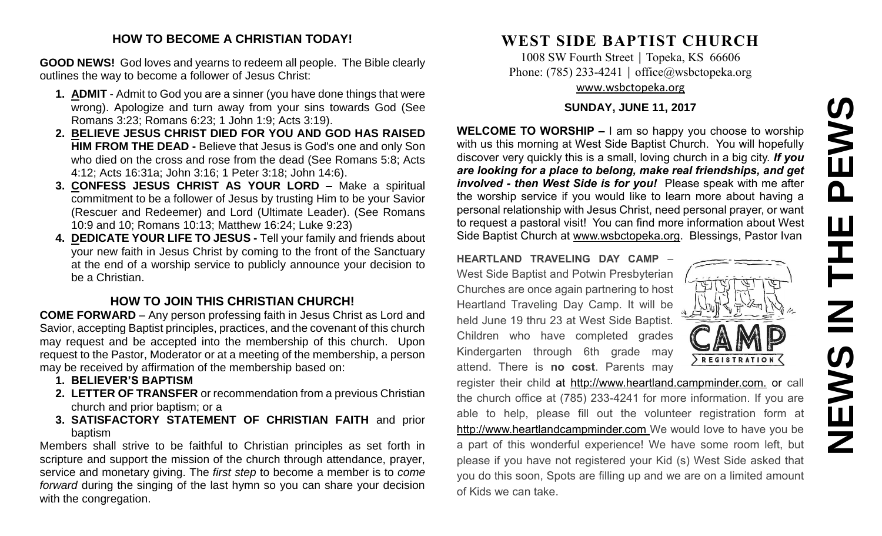## HOW TO BECOME A CHRISTIAN TODAY!

**GOOD NEWS!** God loves and yearns to redeem all people. The Bible clearly outlines the way to become a follower of Jesus Christ:

1. **ADMIT** - Admit to God you are a sinner (you have done things that were wrong). Apologize and turn away from your sins towards God (See Romans 3:23; Romans 6:23; 1 John 1:9; Acts 3:19).
2. **BELIEVE JESUS CHRIST DIED FOR YOU AND GOD HAS RAISED HIM FROM THE DEAD -** Believe that Jesus is God's one and only Son who died on the cross and rose from the dead (See Romans 5:8; Acts 4:12; Acts 16:31a; John 3:16; 1 Peter 3:18; John 14:6).
3. **CONFESS JESUS CHRIST AS YOUR LORD –** Make a spiritual commitment to be a follower of Jesus by trusting Him to be your Savior (Rescuer and Redeemer) and Lord (Ultimate Leader). (See Romans 10:9 and 10; Romans 10:13; Matthew 16:24; Luke 9:23)
4. **DEDICATE YOUR LIFE TO JESUS -** Tell your family and friends about your new faith in Jesus Christ by coming to the front of the Sanctuary at the end of a worship service to publicly announce your decision to be a Christian.

## HOW TO JOIN THIS CHRISTIAN CHURCH!

**COME FORWARD** – Any person professing faith in Jesus Christ as Lord and Savior, accepting Baptist principles, practices, and the covenant of this church may request and be accepted into the membership of this church. Upon request to the Pastor, Moderator or at a meeting of the membership, a person may be received by affirmation of the membership based on:

1. **BELIEVER'S BAPTISM**
2. **LETTER OF TRANSFER** or recommendation from a previous Christian church and prior baptism; or a
3. **SATISFACTORY STATEMENT OF CHRISTIAN FAITH** and prior baptism

Members shall strive to be faithful to Christian principles as set forth in scripture and support the mission of the church through attendance, prayer, service and monetary giving. The *first step* to become a member is to *come forward* during the singing of the last hymn so you can share your decision with the congregation.

# WEST SIDE BAPTIST CHURCH

1008 SW Fourth Street | Topeka, KS 66606
Phone: (785) 233-4241 | office@wsbctopeka.org
www.wsbctopeka.org

**SUNDAY, JUNE 11, 2017**

# NEWS IN THE PEWS

**WELCOME TO WORSHIP –** I am so happy you choose to worship with us this morning at West Side Baptist Church. You will hopefully discover very quickly this is a small, loving church in a big city. ***If you are looking for a place to belong, make real friendships, and get involved - then West Side is for you!*** Please speak with me after the worship service if you would like to learn more about having a personal relationship with Jesus Christ, need personal prayer, or want to request a pastoral visit! You can find more information about West Side Baptist Church at www.wsbctopeka.org. Blessings, Pastor Ivan

**HEARTLAND TRAVELING DAY CAMP** – West Side Baptist and Potwin Presbyterian Churches are once again partnering to host Heartland Traveling Day Camp. It will be held June 19 thru 23 at West Side Baptist. Children who have completed grades Kindergarten through 6th grade may attend. There is **no cost**. Parents may register their child at http://www.heartland.campminder.com. or call the church office at (785) 233-4241 for more information. If you are able to help, please fill out the volunteer registration form at http://www.heartlandcampminder.com We would love to have you be a part of this wonderful experience! We have some room left, but please if you have not registered your Kid (s) West Side asked that you do this soon, Spots are filling up and we are on a limited amount of Kids we can take.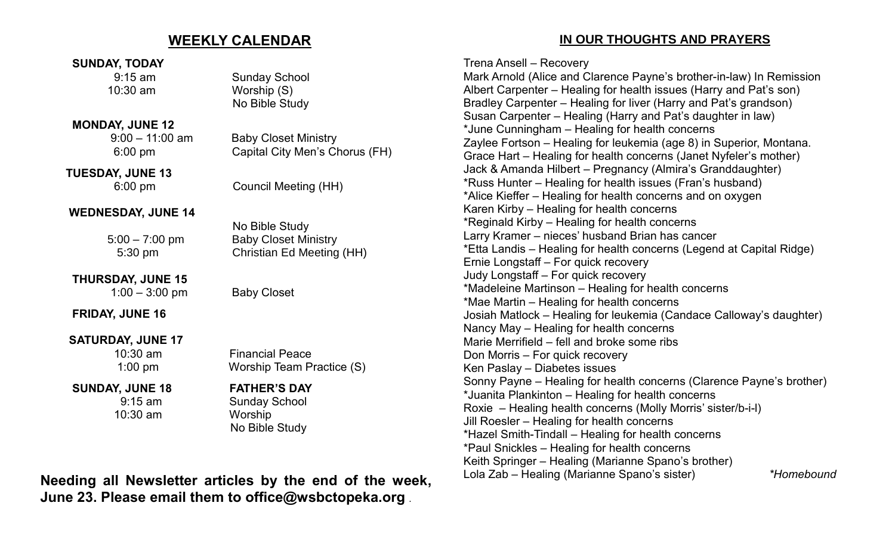## WEEKLY CALENDAR

**SUNDAY, TODAY**

| | |
|---|---|
| 9:15 am | Sunday School |
| 10:30 am | Worship (S) |
| | No Bible Study |

**MONDAY, JUNE 12**

| | |
|---|---|
| 9:00 – 11:00 am | Baby Closet Ministry |
| 6:00 pm | Capital City Men's Chorus (FH) |

**TUESDAY, JUNE 13**

| | |
|---|---|
| 6:00 pm | Council Meeting (HH) |

**WEDNESDAY, JUNE 14**

| | |
|---|---|
| | No Bible Study |
| 5:00 – 7:00 pm | Baby Closet Ministry |
| 5:30 pm | Christian Ed Meeting (HH) |

**THURSDAY, JUNE 15**

| | |
|---|---|
| 1:00 – 3:00 pm | Baby Closet |

**FRIDAY, JUNE 16**

**SATURDAY, JUNE 17**

| | |
|---|---|
| 10:30 am | Financial Peace |
| 1:00 pm | Worship Team Practice (S) |

**SUNDAY, JUNE 18** **FATHER'S DAY**

| | |
|---|---|
| 9:15 am | Sunday School |
| 10:30 am | Worship |
| | No Bible Study |

**Needing all Newsletter articles by the end of the week, June 23. Please email them to office@wsbctopeka.org** .

## IN OUR THOUGHTS AND PRAYERS

Trena Ansell – Recovery
Mark Arnold (Alice and Clarence Payne's brother-in-law) In Remission
Albert Carpenter – Healing for health issues (Harry and Pat's son)
Bradley Carpenter – Healing for liver (Harry and Pat's grandson)
Susan Carpenter – Healing (Harry and Pat's daughter in law)
*June Cunningham – Healing for health concerns
Zaylee Fortson – Healing for leukemia (age 8) in Superior, Montana.
Grace Hart – Healing for health concerns (Janet Nyfeler's mother)
Jack & Amanda Hilbert – Pregnancy (Almira's Granddaughter)
*Russ Hunter – Healing for health issues (Fran's husband)
*Alice Kieffer – Healing for health concerns and on oxygen
Karen Kirby – Healing for health concerns
*Reginald Kirby – Healing for health concerns
Larry Kramer – nieces' husband Brian has cancer
*Etta Landis – Healing for health concerns (Legend at Capital Ridge)
Ernie Longstaff – For quick recovery
Judy Longstaff – For quick recovery
*Madeleine Martinson – Healing for health concerns
*Mae Martin – Healing for health concerns
Josiah Matlock – Healing for leukemia (Candace Calloway's daughter)
Nancy May – Healing for health concerns
Marie Merrifield – fell and broke some ribs
Don Morris – For quick recovery
Ken Paslay – Diabetes issues
Sonny Payne – Healing for health concerns (Clarence Payne's brother)
*Juanita Plankinton – Healing for health concerns
Roxie – Healing health concerns (Molly Morris' sister/b-i-l)
Jill Roesler – Healing for health concerns
*Hazel Smith-Tindall – Healing for health concerns
*Paul Snickles – Healing for health concerns
Keith Springer – Healing (Marianne Spano's brother)
Lola Zab – Healing (Marianne Spano's sister)

*\*Homebound*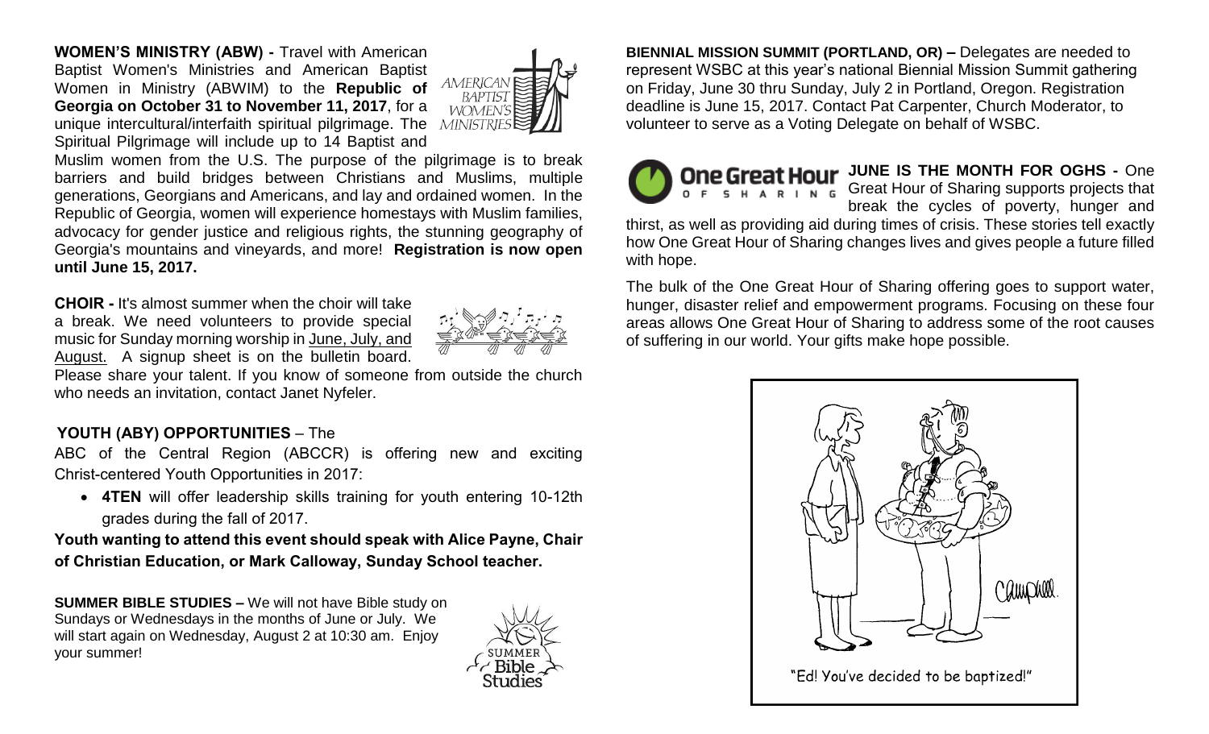**WOMEN'S MINISTRY (ABW) -** Travel with American Baptist Women's Ministries and American Baptist Women in Ministry (ABWIM) to the **Republic of Georgia on October 31 to November 11, 2017**, for a unique intercultural/interfaith spiritual pilgrimage. The Spiritual Pilgrimage will include up to 14 Baptist and Muslim women from the U.S. The purpose of the pilgrimage is to break barriers and build bridges between Christians and Muslims, multiple generations, Georgians and Americans, and lay and ordained women. In the Republic of Georgia, women will experience homestays with Muslim families, advocacy for gender justice and religious rights, the stunning geography of Georgia's mountains and vineyards, and more! **Registration is now open until June 15, 2017.**

**CHOIR -** It's almost summer when the choir will take a break. We need volunteers to provide special music for Sunday morning worship in June, July, and August. A signup sheet is on the bulletin board. Please share your talent. If you know of someone from outside the church who needs an invitation, contact Janet Nyfeler.

**YOUTH (ABY) OPPORTUNITIES** – The ABC of the Central Region (ABCCR) is offering new and exciting Christ-centered Youth Opportunities in 2017:

- **4TEN** will offer leadership skills training for youth entering 10-12th grades during the fall of 2017.

**Youth wanting to attend this event should speak with Alice Payne, Chair of Christian Education, or Mark Calloway, Sunday School teacher.**

**SUMMER BIBLE STUDIES –** We will not have Bible study on Sundays or Wednesdays in the months of June or July. We will start again on Wednesday, August 2 at 10:30 am. Enjoy your summer!

**BIENNIAL MISSION SUMMIT (PORTLAND, OR) –** Delegates are needed to represent WSBC at this year's national Biennial Mission Summit gathering on Friday, June 30 thru Sunday, July 2 in Portland, Oregon. Registration deadline is June 15, 2017. Contact Pat Carpenter, Church Moderator, to volunteer to serve as a Voting Delegate on behalf of WSBC.

**JUNE IS THE MONTH FOR OGHS -** One Great Hour of Sharing supports projects that break the cycles of poverty, hunger and thirst, as well as providing aid during times of crisis. These stories tell exactly how One Great Hour of Sharing changes lives and gives people a future filled with hope.

The bulk of the One Great Hour of Sharing offering goes to support water, hunger, disaster relief and empowerment programs. Focusing on these four areas allows One Great Hour of Sharing to address some of the root causes of suffering in our world. Your gifts make hope possible.

"Ed! You've decided to be baptized!"